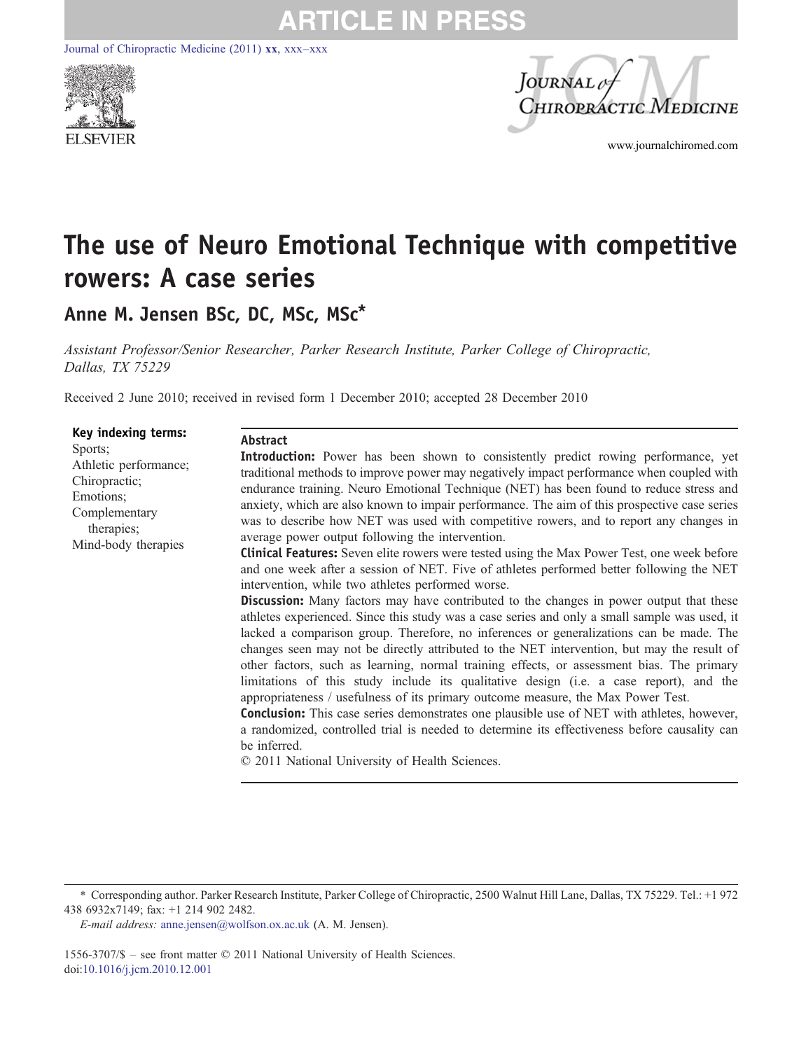# The use of Neuro Emotional Technique with competitive rowers: A case series

**Anne M. Jensen BSc, DC, MSc, MSc***

*Assistant Professor/Senior Researcher, Parker Research Institute, Parker College of Chiropractic, Dallas, TX 75229*

Received 2 June 2010; received in revised form 1 December 2010; accepted 28 December 2010

**Key indexing terms:**
Sports;
Athletic performance;
Chiropractic;
Emotions;
Complementary therapies;
Mind-body therapies

## Abstract

**Introduction:** Power has been shown to consistently predict rowing performance, yet traditional methods to improve power may negatively impact performance when coupled with endurance training. Neuro Emotional Technique (NET) has been found to reduce stress and anxiety, which are also known to impair performance. The aim of this prospective case series was to describe how NET was used with competitive rowers, and to report any changes in average power output following the intervention.

**Clinical Features:** Seven elite rowers were tested using the Max Power Test, one week before and one week after a session of NET. Five of athletes performed better following the NET intervention, while two athletes performed worse.

**Discussion:** Many factors may have contributed to the changes in power output that these athletes experienced. Since this study was a case series and only a small sample was used, it lacked a comparison group. Therefore, no inferences or generalizations can be made. The changes seen may not be directly attributed to the NET intervention, but may the result of other factors, such as learning, normal training effects, or assessment bias. The primary limitations of this study include its qualitative design (i.e. a case report), and the appropriateness / usefulness of its primary outcome measure, the Max Power Test.

**Conclusion:** This case series demonstrates one plausible use of NET with athletes, however, a randomized, controlled trial is needed to determine its effectiveness before causality can be inferred.

© 2011 National University of Health Sciences.

\* Corresponding author. Parker Research Institute, Parker College of Chiropractic, 2500 Walnut Hill Lane, Dallas, TX 75229. Tel.: +1 972 438 6932x7149; fax: +1 214 902 2482.

*E-mail address:* anne.jensen@wolfson.ox.ac.uk (A. M. Jensen).

1556-3707/$ – see front matter © 2011 National University of Health Sciences.
doi:10.1016/j.jcm.2010.12.001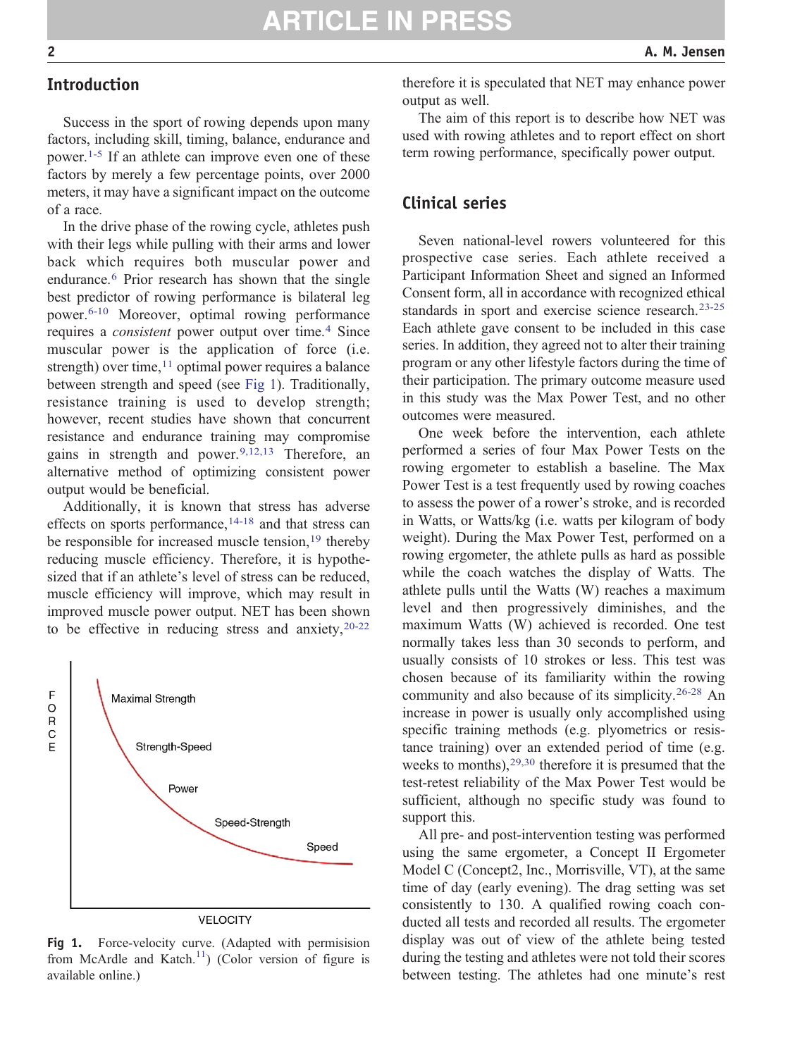## Introduction

Success in the sport of rowing depends upon many factors, including skill, timing, balance, endurance and power.[1-5] If an athlete can improve even one of these factors by merely a few percentage points, over 2000 meters, it may have a significant impact on the outcome of a race.

In the drive phase of the rowing cycle, athletes push with their legs while pulling with their arms and lower back which requires both muscular power and endurance.[6] Prior research has shown that the single best predictor of rowing performance is bilateral leg power.[6-10] Moreover, optimal rowing performance requires a *consistent* power output over time.[4] Since muscular power is the application of force (i.e. strength) over time,[11] optimal power requires a balance between strength and speed (see Fig 1). Traditionally, resistance training is used to develop strength; however, recent studies have shown that concurrent resistance and endurance training may compromise gains in strength and power.[9,12,13] Therefore, an alternative method of optimizing consistent power output would be beneficial.

Additionally, it is known that stress has adverse effects on sports performance,[14-18] and that stress can be responsible for increased muscle tension,[19] thereby reducing muscle efficiency. Therefore, it is hypothesized that if an athlete's level of stress can be reduced, muscle efficiency will improve, which may result in improved muscle power output. NET has been shown to be effective in reducing stress and anxiety,[20-22]

**Fig 1.** Force-velocity curve. (Adapted with permisision from McArdle and Katch.[11]) (Color version of figure is available online.)

therefore it is speculated that NET may enhance power output as well.

The aim of this report is to describe how NET was used with rowing athletes and to report effect on short term rowing performance, specifically power output.

## Clinical series

Seven national-level rowers volunteered for this prospective case series. Each athlete received a Participant Information Sheet and signed an Informed Consent form, all in accordance with recognized ethical standards in sport and exercise science research.[23-25] Each athlete gave consent to be included in this case series. In addition, they agreed not to alter their training program or any other lifestyle factors during the time of their participation. The primary outcome measure used in this study was the Max Power Test, and no other outcomes were measured.

One week before the intervention, each athlete performed a series of four Max Power Tests on the rowing ergometer to establish a baseline. The Max Power Test is a test frequently used by rowing coaches to assess the power of a rower's stroke, and is recorded in Watts, or Watts/kg (i.e. watts per kilogram of body weight). During the Max Power Test, performed on a rowing ergometer, the athlete pulls as hard as possible while the coach watches the display of Watts. The athlete pulls until the Watts (W) reaches a maximum level and then progressively diminishes, and the maximum Watts (W) achieved is recorded. One test normally takes less than 30 seconds to perform, and usually consists of 10 strokes or less. This test was chosen because of its familiarity within the rowing community and also because of its simplicity.[26-28] An increase in power is usually only accomplished using specific training methods (e.g. plyometrics or resistance training) over an extended period of time (e.g. weeks to months),[29,30] therefore it is presumed that the test-retest reliability of the Max Power Test would be sufficient, although no specific study was found to support this.

All pre- and post-intervention testing was performed using the same ergometer, a Concept II Ergometer Model C (Concept2, Inc., Morrisville, VT), at the same time of day (early evening). The drag setting was set consistently to 130. A qualified rowing coach conducted all tests and recorded all results. The ergometer display was out of view of the athlete being tested during the testing and athletes were not told their scores between testing. The athletes had one minute's rest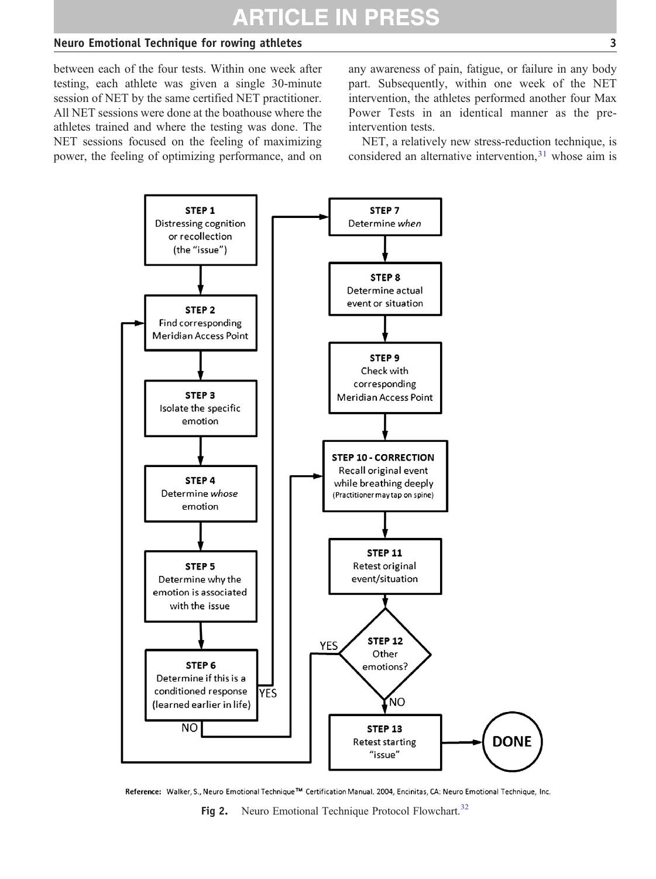between each of the four tests. Within one week after testing, each athlete was given a single 30-minute session of NET by the same certified NET practitioner. All NET sessions were done at the boathouse where the athletes trained and where the testing was done. The NET sessions focused on the feeling of maximizing power, the feeling of optimizing performance, and on any awareness of pain, fatigue, or failure in any body part. Subsequently, within one week of the NET intervention, the athletes performed another four Max Power Tests in an identical manner as the pre-intervention tests.

NET, a relatively new stress-reduction technique, is considered an alternative intervention,[31] whose aim is

STEP 1 Distressing cognition or recollection (the "issue")

STEP 2 Find corresponding Meridian Access Point

STEP 3 Isolate the specific emotion

STEP 4 Determine *whose* emotion

STEP 5 Determine why the emotion is associated with the issue

STEP 6 Determine if this is a conditioned response (learned earlier in life) — YES → STEP 7; NO → STEP 10

STEP 7 Determine *when*

STEP 8 Determine actual event or situation

STEP 9 Check with corresponding Meridian Access Point

STEP 10 - CORRECTION Recall original event while breathing deeply (Practitioner may tap on spine)

STEP 11 Retest original event/situation

STEP 12 Other emotions? — YES → STEP 2; NO → STEP 13

STEP 13 Retest starting "issue" → DONE

Reference: Walker, S., Neuro Emotional Technique™ Certification Manual. 2004, Encinitas, CA: Neuro Emotional Technique, Inc.

**Fig 2.** Neuro Emotional Technique Protocol Flowchart.[32]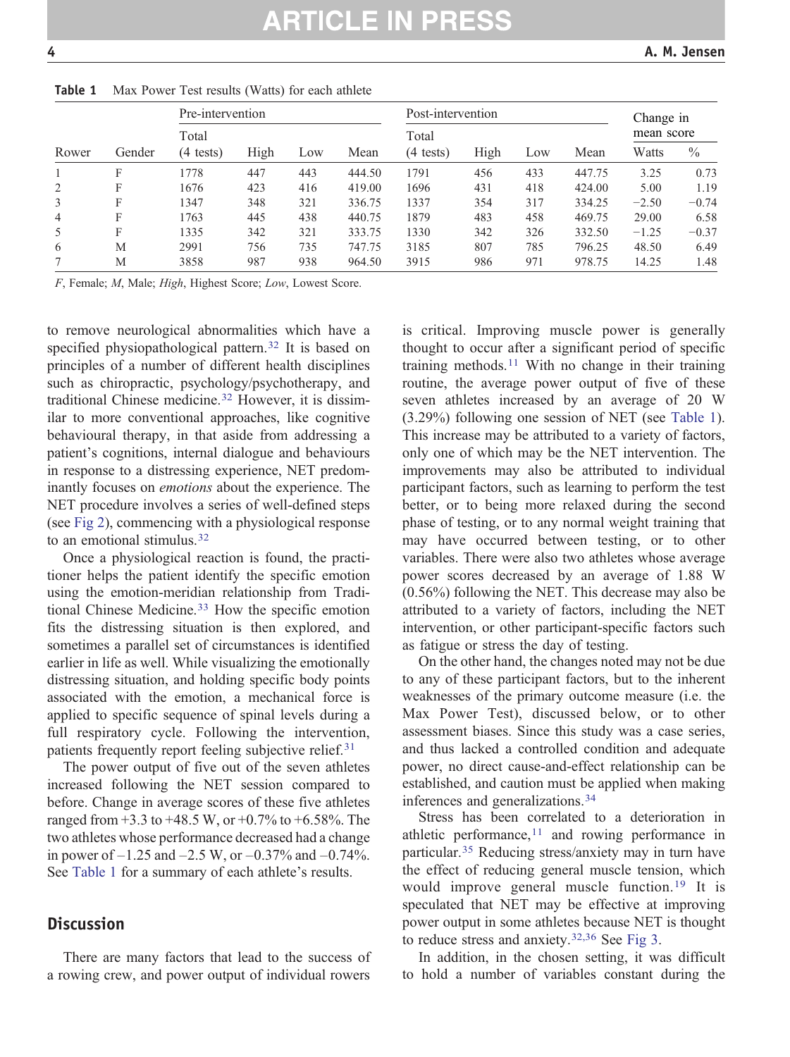**Table 1** Max Power Test results (Watts) for each athlete

| Rower | Gender | Pre-intervention | | | | Post-intervention | | | | Change in mean score | |
|---|---|---|---|---|---|---|---|---|---|---|---|
| | | Total (4 tests) | High | Low | Mean | Total (4 tests) | High | Low | Mean | Watts | % |
| 1 | F | 1778 | 447 | 443 | 444.50 | 1791 | 456 | 433 | 447.75 | 3.25 | 0.73 |
| 2 | F | 1676 | 423 | 416 | 419.00 | 1696 | 431 | 418 | 424.00 | 5.00 | 1.19 |
| 3 | F | 1347 | 348 | 321 | 336.75 | 1337 | 354 | 317 | 334.25 | −2.50 | −0.74 |
| 4 | F | 1763 | 445 | 438 | 440.75 | 1879 | 483 | 458 | 469.75 | 29.00 | 6.58 |
| 5 | F | 1335 | 342 | 321 | 333.75 | 1330 | 342 | 326 | 332.50 | −1.25 | −0.37 |
| 6 | M | 2991 | 756 | 735 | 747.75 | 3185 | 807 | 785 | 796.25 | 48.50 | 6.49 |
| 7 | M | 3858 | 987 | 938 | 964.50 | 3915 | 986 | 971 | 978.75 | 14.25 | 1.48 |

*F*, Female; *M*, Male; *High*, Highest Score; *Low*, Lowest Score.

to remove neurological abnormalities which have a specified physiopathological pattern.[32] It is based on principles of a number of different health disciplines such as chiropractic, psychology/psychotherapy, and traditional Chinese medicine.[32] However, it is dissimilar to more conventional approaches, like cognitive behavioural therapy, in that aside from addressing a patient's cognitions, internal dialogue and behaviours in response to a distressing experience, NET predominantly focuses on *emotions* about the experience. The NET procedure involves a series of well-defined steps (see Fig 2), commencing with a physiological response to an emotional stimulus.[32]

Once a physiological reaction is found, the practitioner helps the patient identify the specific emotion using the emotion-meridian relationship from Traditional Chinese Medicine.[33] How the specific emotion fits the distressing situation is then explored, and sometimes a parallel set of circumstances is identified earlier in life as well. While visualizing the emotionally distressing situation, and holding specific body points associated with the emotion, a mechanical force is applied to specific sequence of spinal levels during a full respiratory cycle. Following the intervention, patients frequently report feeling subjective relief.[31]

The power output of five out of the seven athletes increased following the NET session compared to before. Change in average scores of these five athletes ranged from +3.3 to +48.5 W, or +0.7% to +6.58%. The two athletes whose performance decreased had a change in power of –1.25 and –2.5 W, or –0.37% and –0.74%. See Table 1 for a summary of each athlete's results.

## Discussion

There are many factors that lead to the success of a rowing crew, and power output of individual rowers is critical. Improving muscle power is generally thought to occur after a significant period of specific training methods.[11] With no change in their training routine, the average power output of five of these seven athletes increased by an average of 20 W (3.29%) following one session of NET (see Table 1). This increase may be attributed to a variety of factors, only one of which may be the NET intervention. The improvements may also be attributed to individual participant factors, such as learning to perform the test better, or to being more relaxed during the second phase of testing, or to any normal weight training that may have occurred between testing, or to other variables. There were also two athletes whose average power scores decreased by an average of 1.88 W (0.56%) following the NET. This decrease may also be attributed to a variety of factors, including the NET intervention, or other participant-specific factors such as fatigue or stress the day of testing.

On the other hand, the changes noted may not be due to any of these participant factors, but to the inherent weaknesses of the primary outcome measure (i.e. the Max Power Test), discussed below, or to other assessment biases. Since this study was a case series, and thus lacked a controlled condition and adequate power, no direct cause-and-effect relationship can be established, and caution must be applied when making inferences and generalizations.[34]

Stress has been correlated to a deterioration in athletic performance,[11] and rowing performance in particular.[35] Reducing stress/anxiety may in turn have the effect of reducing general muscle tension, which would improve general muscle function.[19] It is speculated that NET may be effective at improving power output in some athletes because NET is thought to reduce stress and anxiety.[32,36] See Fig 3.

In addition, in the chosen setting, it was difficult to hold a number of variables constant during the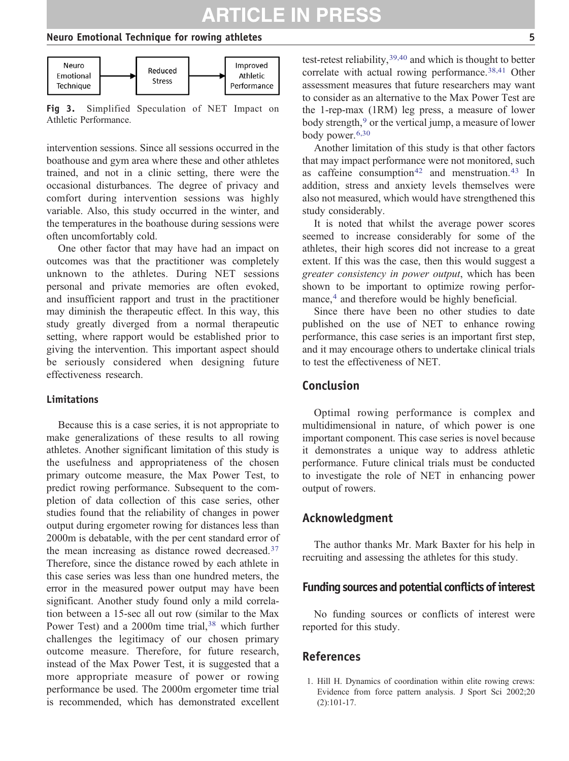Neuro Emotional Technique → Reduced Stress → Improved Athletic Performance

**Fig 3.** Simplified Speculation of NET Impact on Athletic Performance.

intervention sessions. Since all sessions occurred in the boathouse and gym area where these and other athletes trained, and not in a clinic setting, there were the occasional disturbances. The degree of privacy and comfort during intervention sessions was highly variable. Also, this study occurred in the winter, and the temperatures in the boathouse during sessions were often uncomfortably cold.

One other factor that may have had an impact on outcomes was that the practitioner was completely unknown to the athletes. During NET sessions personal and private memories are often evoked, and insufficient rapport and trust in the practitioner may diminish the therapeutic effect. In this way, this study greatly diverged from a normal therapeutic setting, where rapport would be established prior to giving the intervention. This important aspect should be seriously considered when designing future effectiveness research.

### Limitations

Because this is a case series, it is not appropriate to make generalizations of these results to all rowing athletes. Another significant limitation of this study is the usefulness and appropriateness of the chosen primary outcome measure, the Max Power Test, to predict rowing performance. Subsequent to the completion of data collection of this case series, other studies found that the reliability of changes in power output during ergometer rowing for distances less than 2000m is debatable, with the per cent standard error of the mean increasing as distance rowed decreased.[37] Therefore, since the distance rowed by each athlete in this case series was less than one hundred meters, the error in the measured power output may have been significant. Another study found only a mild correlation between a 15-sec all out row (similar to the Max Power Test) and a 2000m time trial,[38] which further challenges the legitimacy of our chosen primary outcome measure. Therefore, for future research, instead of the Max Power Test, it is suggested that a more appropriate measure of power or rowing performance be used. The 2000m ergometer time trial is recommended, which has demonstrated excellent test-retest reliability,[39,40] and which is thought to better correlate with actual rowing performance.[38,41] Other assessment measures that future researchers may want to consider as an alternative to the Max Power Test are the 1-rep-max (1RM) leg press, a measure of lower body strength,[9] or the vertical jump, a measure of lower body power.[6,30]

Another limitation of this study is that other factors that may impact performance were not monitored, such as caffeine consumption[42] and menstruation.[43] In addition, stress and anxiety levels themselves were also not measured, which would have strengthened this study considerably.

It is noted that whilst the average power scores seemed to increase considerably for some of the athletes, their high scores did not increase to a great extent. If this was the case, then this would suggest a *greater consistency in power output*, which has been shown to be important to optimize rowing performance,[4] and therefore would be highly beneficial.

Since there have been no other studies to date published on the use of NET to enhance rowing performance, this case series is an important first step, and it may encourage others to undertake clinical trials to test the effectiveness of NET.

## Conclusion

Optimal rowing performance is complex and multidimensional in nature, of which power is one important component. This case series is novel because it demonstrates a unique way to address athletic performance. Future clinical trials must be conducted to investigate the role of NET in enhancing power output of rowers.

## Acknowledgment

The author thanks Mr. Mark Baxter for his help in recruiting and assessing the athletes for this study.

## Funding sources and potential conflicts of interest

No funding sources or conflicts of interest were reported for this study.

## References

1. Hill H. Dynamics of coordination within elite rowing crews: Evidence from force pattern analysis. J Sport Sci 2002;20 (2):101-17.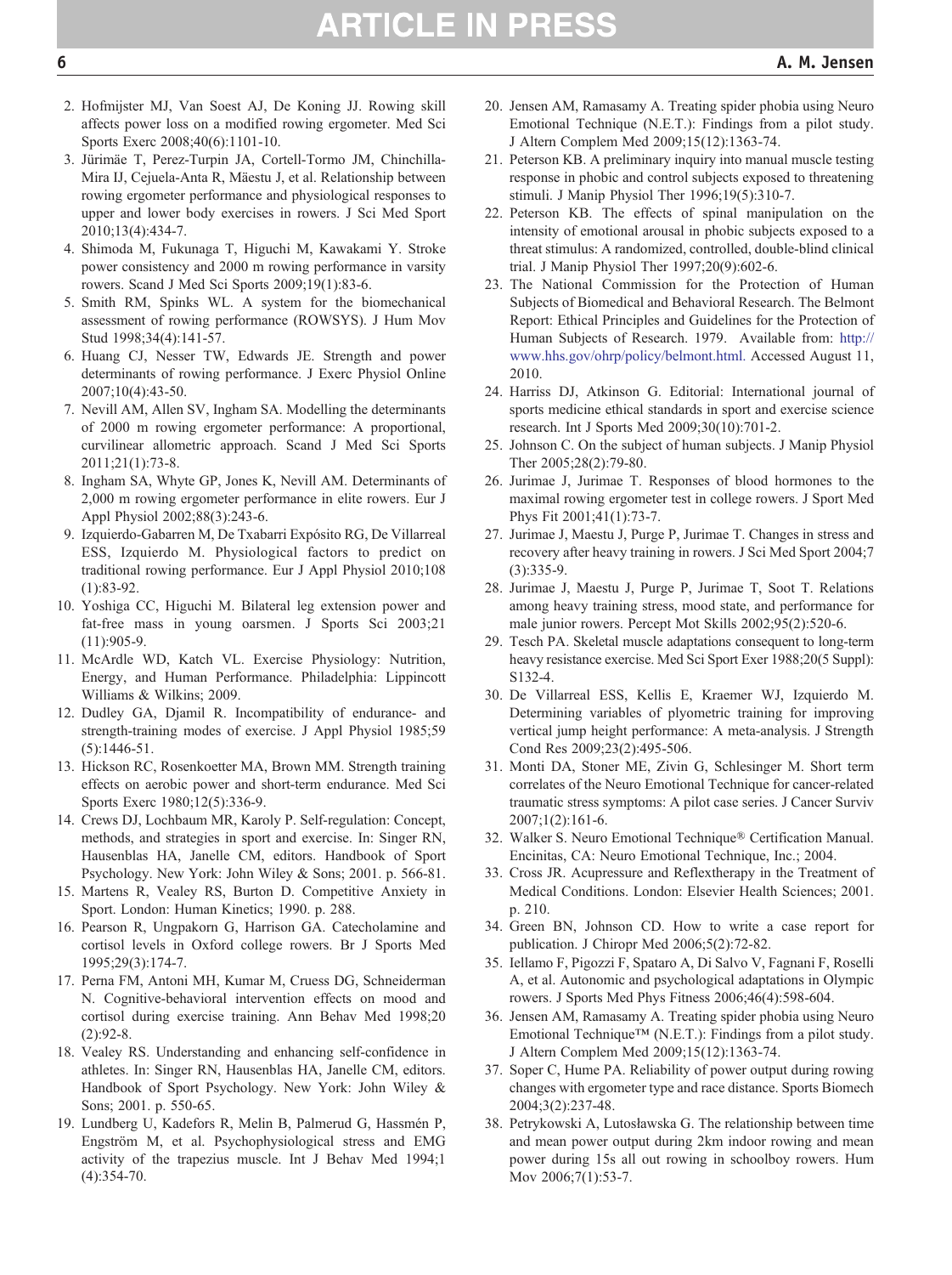2. Hofmijster MJ, Van Soest AJ, De Koning JJ. Rowing skill affects power loss on a modified rowing ergometer. Med Sci Sports Exerc 2008;40(6):1101-10.
3. Jürimäe T, Perez-Turpin JA, Cortell-Tormo JM, Chinchilla-Mira IJ, Cejuela-Anta R, Mäestu J, et al. Relationship between rowing ergometer performance and physiological responses to upper and lower body exercises in rowers. J Sci Med Sport 2010;13(4):434-7.
4. Shimoda M, Fukunaga T, Higuchi M, Kawakami Y. Stroke power consistency and 2000 m rowing performance in varsity rowers. Scand J Med Sci Sports 2009;19(1):83-6.
5. Smith RM, Spinks WL. A system for the biomechanical assessment of rowing performance (ROWSYS). J Hum Mov Stud 1998;34(4):141-57.
6. Huang CJ, Nesser TW, Edwards JE. Strength and power determinants of rowing performance. J Exerc Physiol Online 2007;10(4):43-50.
7. Nevill AM, Allen SV, Ingham SA. Modelling the determinants of 2000 m rowing ergometer performance: A proportional, curvilinear allometric approach. Scand J Med Sci Sports 2011;21(1):73-8.
8. Ingham SA, Whyte GP, Jones K, Nevill AM. Determinants of 2,000 m rowing ergometer performance in elite rowers. Eur J Appl Physiol 2002;88(3):243-6.
9. Izquierdo-Gabarren M, De Txabarri Expósito RG, De Villarreal ESS, Izquierdo M. Physiological factors to predict on traditional rowing performance. Eur J Appl Physiol 2010;108 (1):83-92.
10. Yoshiga CC, Higuchi M. Bilateral leg extension power and fat-free mass in young oarsmen. J Sports Sci 2003;21 (11):905-9.
11. McArdle WD, Katch VL. Exercise Physiology: Nutrition, Energy, and Human Performance. Philadelphia: Lippincott Williams & Wilkins; 2009.
12. Dudley GA, Djamil R. Incompatibility of endurance- and strength-training modes of exercise. J Appl Physiol 1985;59 (5):1446-51.
13. Hickson RC, Rosenkoetter MA, Brown MM. Strength training effects on aerobic power and short-term endurance. Med Sci Sports Exerc 1980;12(5):336-9.
14. Crews DJ, Lochbaum MR, Karoly P. Self-regulation: Concept, methods, and strategies in sport and exercise. In: Singer RN, Hausenblas HA, Janelle CM, editors. Handbook of Sport Psychology. New York: John Wiley & Sons; 2001. p. 566-81.
15. Martens R, Vealey RS, Burton D. Competitive Anxiety in Sport. London: Human Kinetics; 1990. p. 288.
16. Pearson R, Ungpakorn G, Harrison GA. Catecholamine and cortisol levels in Oxford college rowers. Br J Sports Med 1995;29(3):174-7.
17. Perna FM, Antoni MH, Kumar M, Cruess DG, Schneiderman N. Cognitive-behavioral intervention effects on mood and cortisol during exercise training. Ann Behav Med 1998;20 (2):92-8.
18. Vealey RS. Understanding and enhancing self-confidence in athletes. In: Singer RN, Hausenblas HA, Janelle CM, editors. Handbook of Sport Psychology. New York: John Wiley & Sons; 2001. p. 550-65.
19. Lundberg U, Kadefors R, Melin B, Palmerud G, Hassmén P, Engström M, et al. Psychophysiological stress and EMG activity of the trapezius muscle. Int J Behav Med 1994;1 (4):354-70.
20. Jensen AM, Ramasamy A. Treating spider phobia using Neuro Emotional Technique (N.E.T.): Findings from a pilot study. J Altern Complem Med 2009;15(12):1363-74.
21. Peterson KB. A preliminary inquiry into manual muscle testing response in phobic and control subjects exposed to threatening stimuli. J Manip Physiol Ther 1996;19(5):310-7.
22. Peterson KB. The effects of spinal manipulation on the intensity of emotional arousal in phobic subjects exposed to a threat stimulus: A randomized, controlled, double-blind clinical trial. J Manip Physiol Ther 1997;20(9):602-6.
23. The National Commission for the Protection of Human Subjects of Biomedical and Behavioral Research. The Belmont Report: Ethical Principles and Guidelines for the Protection of Human Subjects of Research. 1979. Available from: http://www.hhs.gov/ohrp/policy/belmont.html. Accessed August 11, 2010.
24. Harriss DJ, Atkinson G. Editorial: International journal of sports medicine ethical standards in sport and exercise science research. Int J Sports Med 2009;30(10):701-2.
25. Johnson C. On the subject of human subjects. J Manip Physiol Ther 2005;28(2):79-80.
26. Jurimae J, Jurimae T. Responses of blood hormones to the maximal rowing ergometer test in college rowers. J Sport Med Phys Fit 2001;41(1):73-7.
27. Jurimae J, Maestu J, Purge P, Jurimae T. Changes in stress and recovery after heavy training in rowers. J Sci Med Sport 2004;7 (3):335-9.
28. Jurimae J, Maestu J, Purge P, Jurimae T, Soot T. Relations among heavy training stress, mood state, and performance for male junior rowers. Percept Mot Skills 2002;95(2):520-6.
29. Tesch PA. Skeletal muscle adaptations consequent to long-term heavy resistance exercise. Med Sci Sport Exer 1988;20(5 Suppl): S132-4.
30. De Villarreal ESS, Kellis E, Kraemer WJ, Izquierdo M. Determining variables of plyometric training for improving vertical jump height performance: A meta-analysis. J Strength Cond Res 2009;23(2):495-506.
31. Monti DA, Stoner ME, Zivin G, Schlesinger M. Short term correlates of the Neuro Emotional Technique for cancer-related traumatic stress symptoms: A pilot case series. J Cancer Surviv 2007;1(2):161-6.
32. Walker S. Neuro Emotional Technique® Certification Manual. Encinitas, CA: Neuro Emotional Technique, Inc.; 2004.
33. Cross JR. Acupressure and Reflextherapy in the Treatment of Medical Conditions. London: Elsevier Health Sciences; 2001. p. 210.
34. Green BN, Johnson CD. How to write a case report for publication. J Chiropr Med 2006;5(2):72-82.
35. Iellamo F, Pigozzi F, Spataro A, Di Salvo V, Fagnani F, Roselli A, et al. Autonomic and psychological adaptations in Olympic rowers. J Sports Med Phys Fitness 2006;46(4):598-604.
36. Jensen AM, Ramasamy A. Treating spider phobia using Neuro Emotional Technique™ (N.E.T.): Findings from a pilot study. J Altern Complem Med 2009;15(12):1363-74.
37. Soper C, Hume PA. Reliability of power output during rowing changes with ergometer type and race distance. Sports Biomech 2004;3(2):237-48.
38. Petrykowski A, Lutosławska G. The relationship between time and mean power output during 2km indoor rowing and mean power during 15s all out rowing in schoolboy rowers. Hum Mov 2006;7(1):53-7.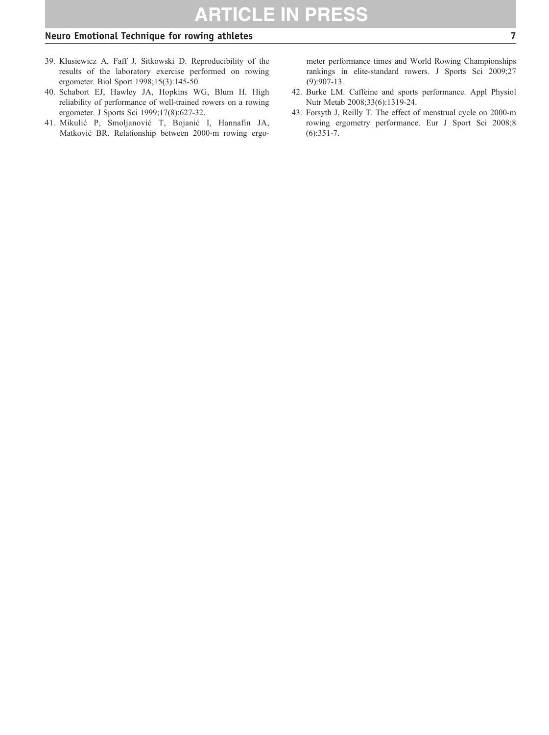39. Klusiewicz A, Faff J, Sitkowski D. Reproducibility of the results of the laboratory exercise performed on rowing ergometer. Biol Sport 1998;15(3):145-50.
40. Schabort EJ, Hawley JA, Hopkins WG, Blum H. High reliability of performance of well-trained rowers on a rowing ergometer. J Sports Sci 1999;17(8):627-32.
41. Mikulić P, Smoljanović T, Bojanić I, Hannafin JA, Matković BR. Relationship between 2000-m rowing ergometer performance times and World Rowing Championships rankings in elite-standard rowers. J Sports Sci 2009;27 (9):907-13.
42. Burke LM. Caffeine and sports performance. Appl Physiol Nutr Metab 2008;33(6):1319-24.
43. Forsyth J, Reilly T. The effect of menstrual cycle on 2000-m rowing ergometry performance. Eur J Sport Sci 2008;8 (6):351-7.